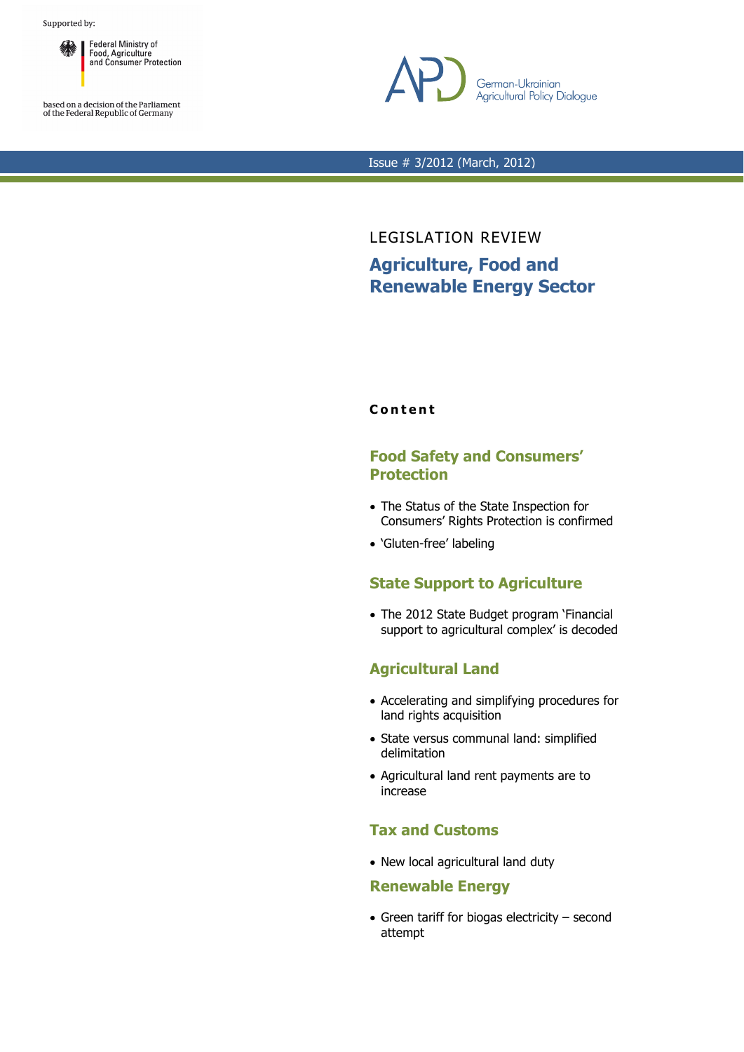Supported by:

Federal Ministry of Food, Agriculture and Consumer Protection

based on a decision of the Parliament of the Federal Republic of Germany

APD German-Ukrainian Agricultural Policy Dialogue

Issue # 3/2012 (March, 2012)

LEGISLATION REVIEW

# Agriculture, Food and Renewable Energy Sector

**Content**

## Food Safety and Consumers' Protection

- The Status of the State Inspection for Consumers' Rights Protection is confirmed
- 'Gluten-free' labeling

## State Support to Agriculture

- The 2012 State Budget program 'Financial support to agricultural complex' is decoded

## Agricultural Land

- Accelerating and simplifying procedures for land rights acquisition
- State versus communal land: simplified delimitation
- Agricultural land rent payments are to increase

## Tax and Customs

- New local agricultural land duty

## Renewable Energy

- Green tariff for biogas electricity – second attempt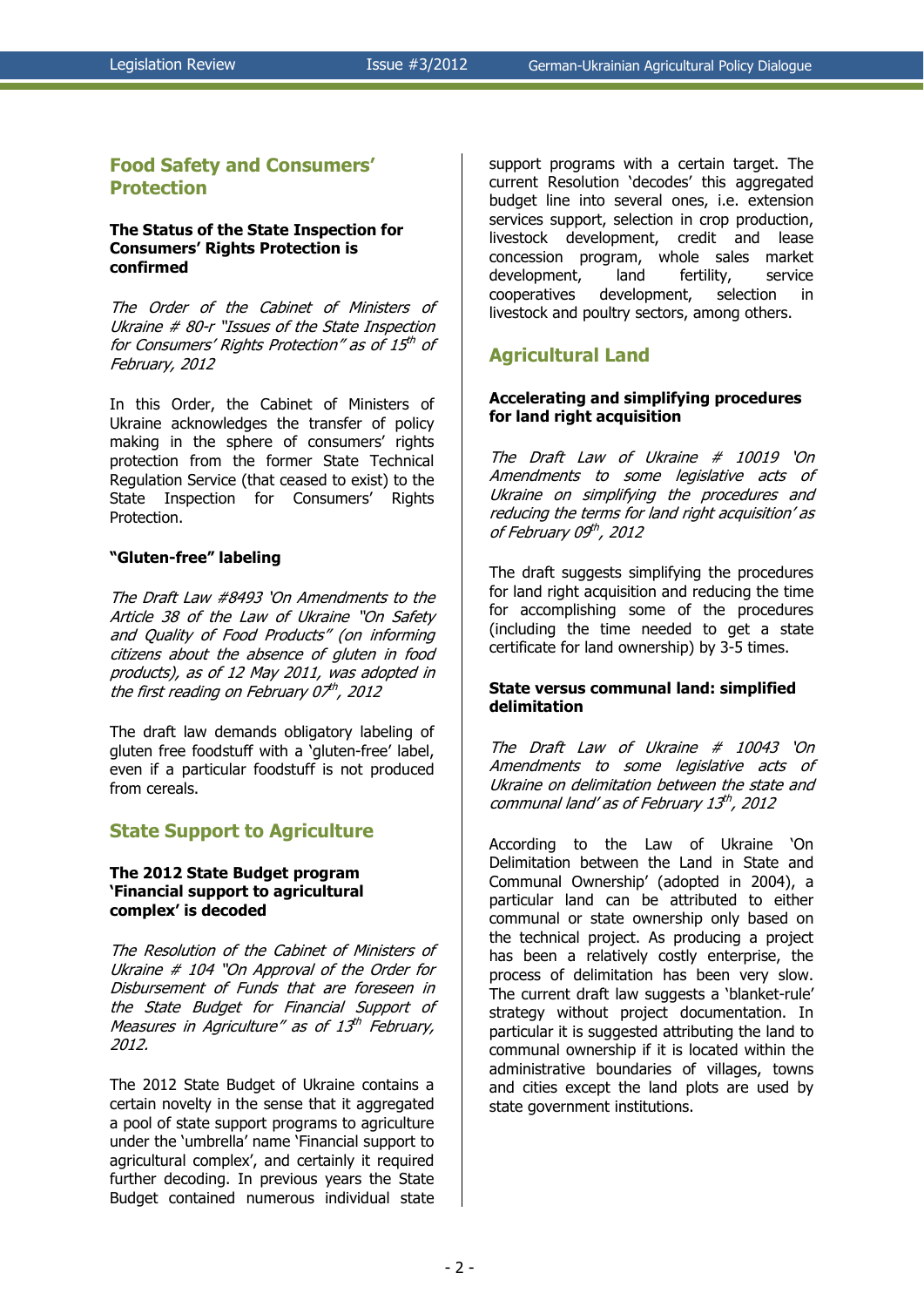## Food Safety and Consumers' Protection

**The Status of the State Inspection for Consumers' Rights Protection is confirmed**

*The Order of the Cabinet of Ministers of Ukraine # 80-r "Issues of the State Inspection for Consumers' Rights Protection" as of 15th of February, 2012*

In this Order, the Cabinet of Ministers of Ukraine acknowledges the transfer of policy making in the sphere of consumers' rights protection from the former State Technical Regulation Service (that ceased to exist) to the State Inspection for Consumers' Rights Protection.

**"Gluten-free" labeling**

*The Draft Law #8493 'On Amendments to the Article 38 of the Law of Ukraine "On Safety and Quality of Food Products" (on informing citizens about the absence of gluten in food products), as of 12 May 2011, was adopted in the first reading on February 07th, 2012*

The draft law demands obligatory labeling of gluten free foodstuff with a 'gluten-free' label, even if a particular foodstuff is not produced from cereals.

## State Support to Agriculture

**The 2012 State Budget program 'Financial support to agricultural complex' is decoded**

*The Resolution of the Cabinet of Ministers of Ukraine # 104 "On Approval of the Order for Disbursement of Funds that are foreseen in the State Budget for Financial Support of Measures in Agriculture" as of 13th February, 2012.*

The 2012 State Budget of Ukraine contains a certain novelty in the sense that it aggregated a pool of state support programs to agriculture under the 'umbrella' name 'Financial support to agricultural complex', and certainly it required further decoding. In previous years the State Budget contained numerous individual state support programs with a certain target. The current Resolution 'decodes' this aggregated budget line into several ones, i.e. extension services support, selection in crop production, livestock development, credit and lease concession program, whole sales market development, land fertility, service cooperatives development, selection in livestock and poultry sectors, among others.

## Agricultural Land

**Accelerating and simplifying procedures for land right acquisition**

*The Draft Law of Ukraine # 10019 'On Amendments to some legislative acts of Ukraine on simplifying the procedures and reducing the terms for land right acquisition' as of February 09th, 2012*

The draft suggests simplifying the procedures for land right acquisition and reducing the time for accomplishing some of the procedures (including the time needed to get a state certificate for land ownership) by 3-5 times.

**State versus communal land: simplified delimitation**

*The Draft Law of Ukraine # 10043 'On Amendments to some legislative acts of Ukraine on delimitation between the state and communal land' as of February 13th, 2012*

According to the Law of Ukraine 'On Delimitation between the Land in State and Communal Ownership' (adopted in 2004), a particular land can be attributed to either communal or state ownership only based on the technical project. As producing a project has been a relatively costly enterprise, the process of delimitation has been very slow. The current draft law suggests a 'blanket-rule' strategy without project documentation. In particular it is suggested attributing the land to communal ownership if it is located within the administrative boundaries of villages, towns and cities except the land plots are used by state government institutions.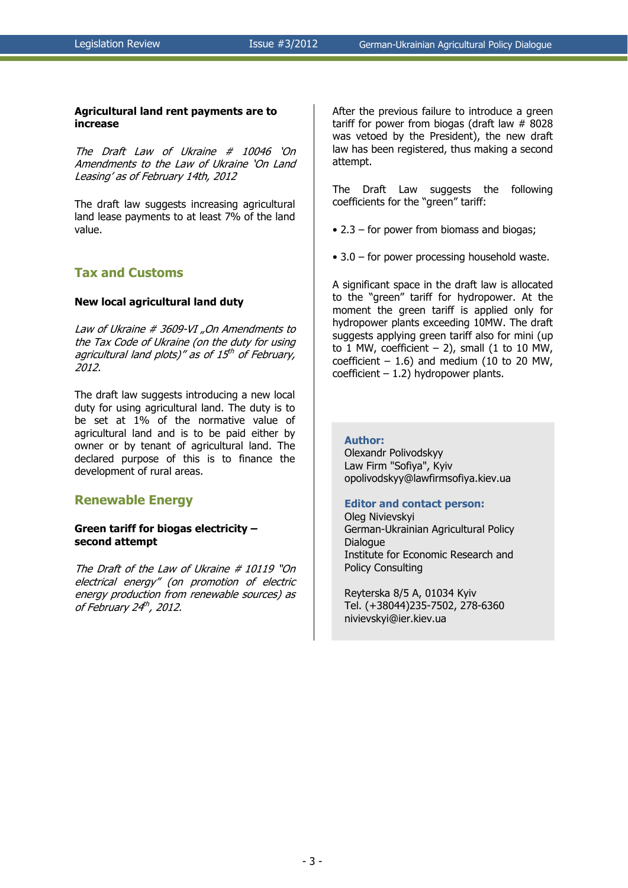**Agricultural land rent payments are to increase**

*The Draft Law of Ukraine # 10046 'On Amendments to the Law of Ukraine 'On Land Leasing' as of February 14th, 2012*

The draft law suggests increasing agricultural land lease payments to at least 7% of the land value.

## Tax and Customs

**New local agricultural land duty**

*Law of Ukraine # 3609-VI „On Amendments to the Tax Code of Ukraine (on the duty for using agricultural land plots)" as of 15th of February, 2012.*

The draft law suggests introducing a new local duty for using agricultural land. The duty is to be set at 1% of the normative value of agricultural land and is to be paid either by owner or by tenant of agricultural land. The declared purpose of this is to finance the development of rural areas.

## Renewable Energy

**Green tariff for biogas electricity – second attempt**

*The Draft of the Law of Ukraine # 10119 "On electrical energy" (on promotion of electric energy production from renewable sources) as of February 24th, 2012.*

After the previous failure to introduce a green tariff for power from biogas (draft law # 8028 was vetoed by the President), the new draft law has been registered, thus making a second attempt.

The Draft Law suggests the following coefficients for the "green" tariff:

- 2.3 – for power from biomass and biogas;
- 3.0 – for power processing household waste.

A significant space in the draft law is allocated to the "green" tariff for hydropower. At the moment the green tariff is applied only for hydropower plants exceeding 10MW. The draft suggests applying green tariff also for mini (up to 1 MW, coefficient – 2), small (1 to 10 MW, coefficient – 1.6) and medium (10 to 20 MW, coefficient – 1.2) hydropower plants.

**Author:**
Olexandr Polivodskyy
Law Firm "Sofiya", Kyiv
opolivodskyy@lawfirmsofiya.kiev.ua

**Editor and contact person:**
Oleg Nivievskyi
German-Ukrainian Agricultural Policy Dialogue
Institute for Economic Research and Policy Consulting

Reyterska 8/5 A, 01034 Kyiv
Tel. (+38044)235-7502, 278-6360
nivievskyi@ier.kiev.ua